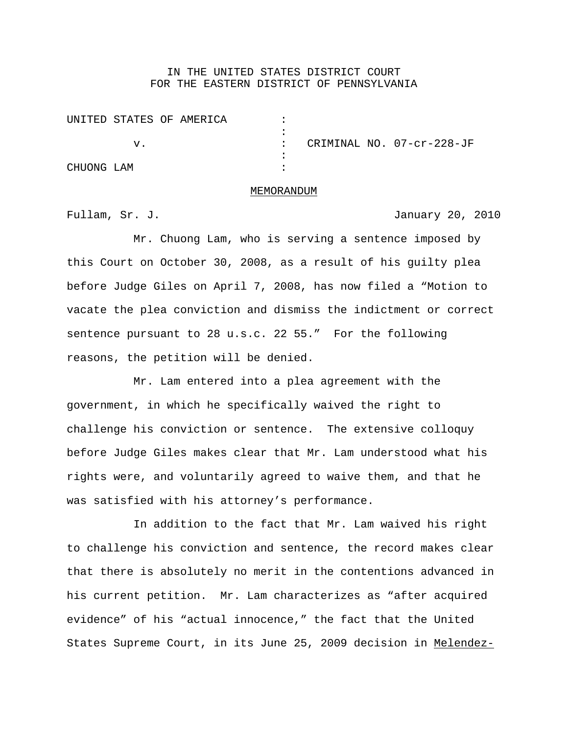IN THE UNITED STATES DISTRICT COURT
FOR THE EASTERN DISTRICT OF PENNSYLVANIA

| | | |
|---|---|---|
| UNITED STATES OF AMERICA | : | |
| | : | |
| v. | : | CRIMINAL NO. 07-cr-228-JF |
| | : | |
| CHUONG LAM | : | |

MEMORANDUM

Fullam, Sr. J. January 20, 2010

Mr. Chuong Lam, who is serving a sentence imposed by this Court on October 30, 2008, as a result of his guilty plea before Judge Giles on April 7, 2008, has now filed a "Motion to vacate the plea conviction and dismiss the indictment or correct sentence pursuant to 28 u.s.c. 22 55." For the following reasons, the petition will be denied.

Mr. Lam entered into a plea agreement with the government, in which he specifically waived the right to challenge his conviction or sentence. The extensive colloquy before Judge Giles makes clear that Mr. Lam understood what his rights were, and voluntarily agreed to waive them, and that he was satisfied with his attorney's performance.

In addition to the fact that Mr. Lam waived his right to challenge his conviction and sentence, the record makes clear that there is absolutely no merit in the contentions advanced in his current petition. Mr. Lam characterizes as "after acquired evidence" of his "actual innocence," the fact that the United States Supreme Court, in its June 25, 2009 decision in Melendez-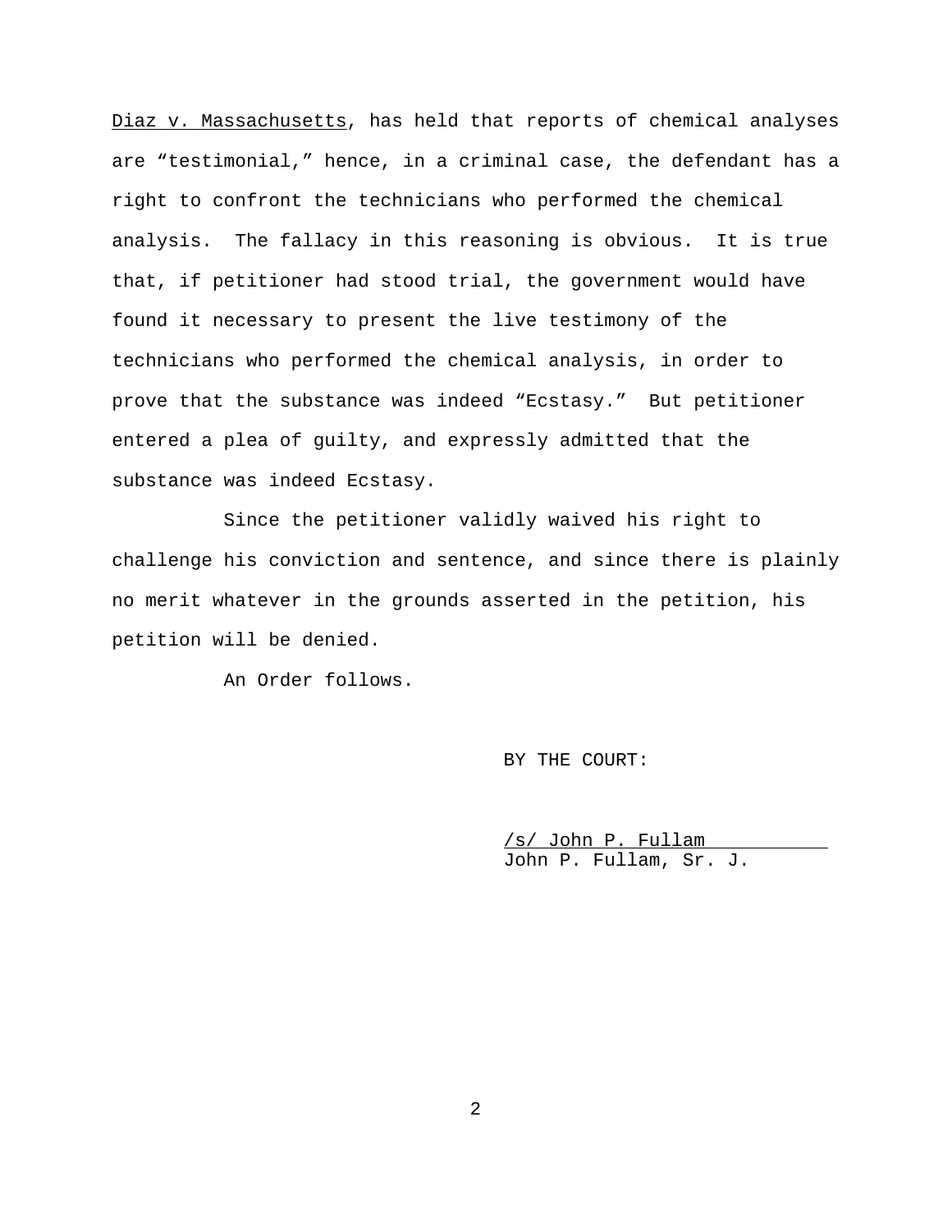Diaz v. Massachusetts, has held that reports of chemical analyses are "testimonial," hence, in a criminal case, the defendant has a right to confront the technicians who performed the chemical analysis. The fallacy in this reasoning is obvious. It is true that, if petitioner had stood trial, the government would have found it necessary to present the live testimony of the technicians who performed the chemical analysis, in order to prove that the substance was indeed "Ecstasy." But petitioner entered a plea of guilty, and expressly admitted that the substance was indeed Ecstasy.

Since the petitioner validly waived his right to challenge his conviction and sentence, and since there is plainly no merit whatever in the grounds asserted in the petition, his petition will be denied.

An Order follows.

BY THE COURT:

/s/ John P. Fullam
John P. Fullam, Sr. J.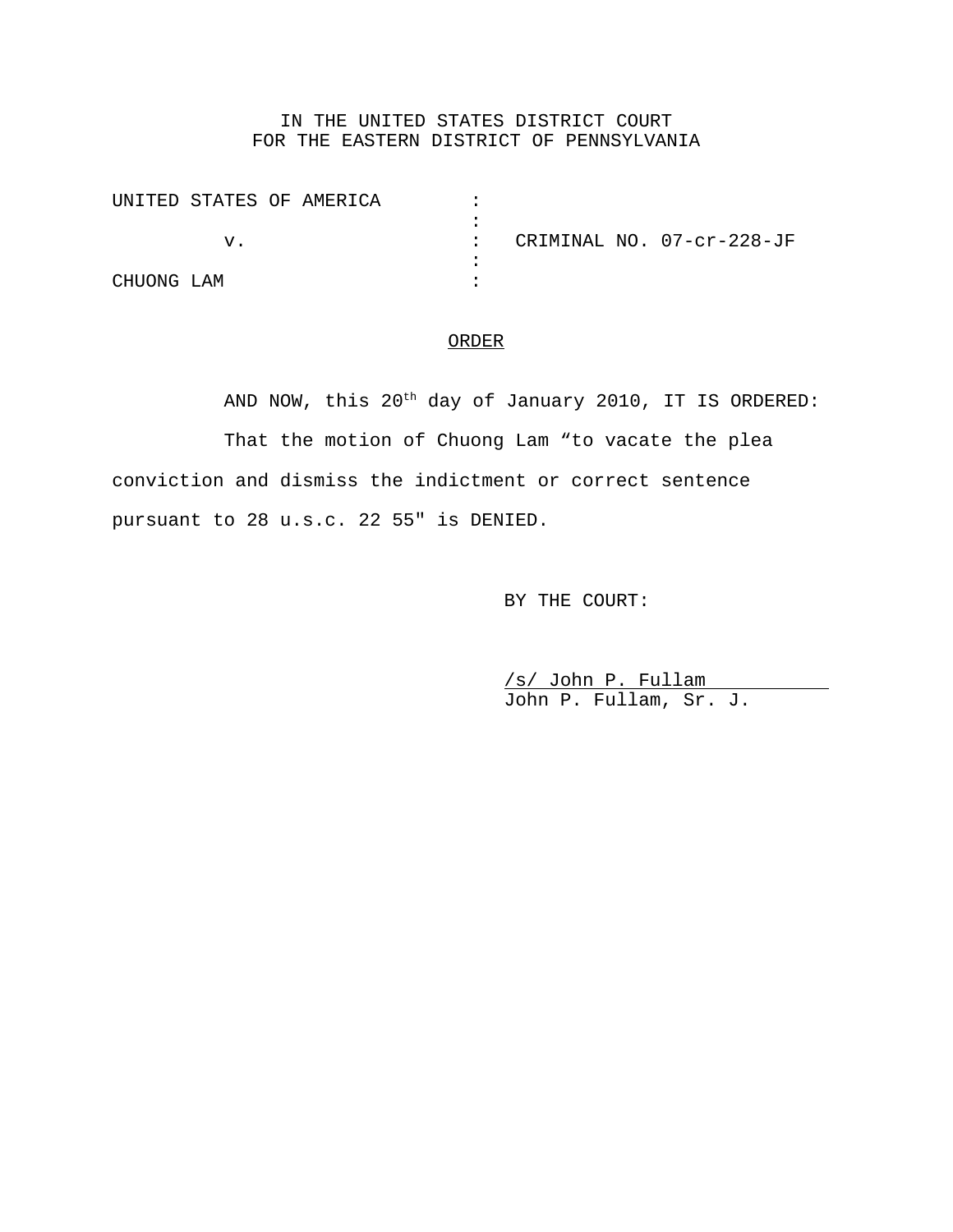IN THE UNITED STATES DISTRICT COURT
FOR THE EASTERN DISTRICT OF PENNSYLVANIA

UNITED STATES OF AMERICA :
:
v. : CRIMINAL NO. 07-cr-228-JF
:
CHUONG LAM :

ORDER

AND NOW, this 20th day of January 2010, IT IS ORDERED:

That the motion of Chuong Lam "to vacate the plea conviction and dismiss the indictment or correct sentence pursuant to 28 u.s.c. 22 55" is DENIED.

BY THE COURT:

/s/ John P. Fullam
John P. Fullam, Sr. J.